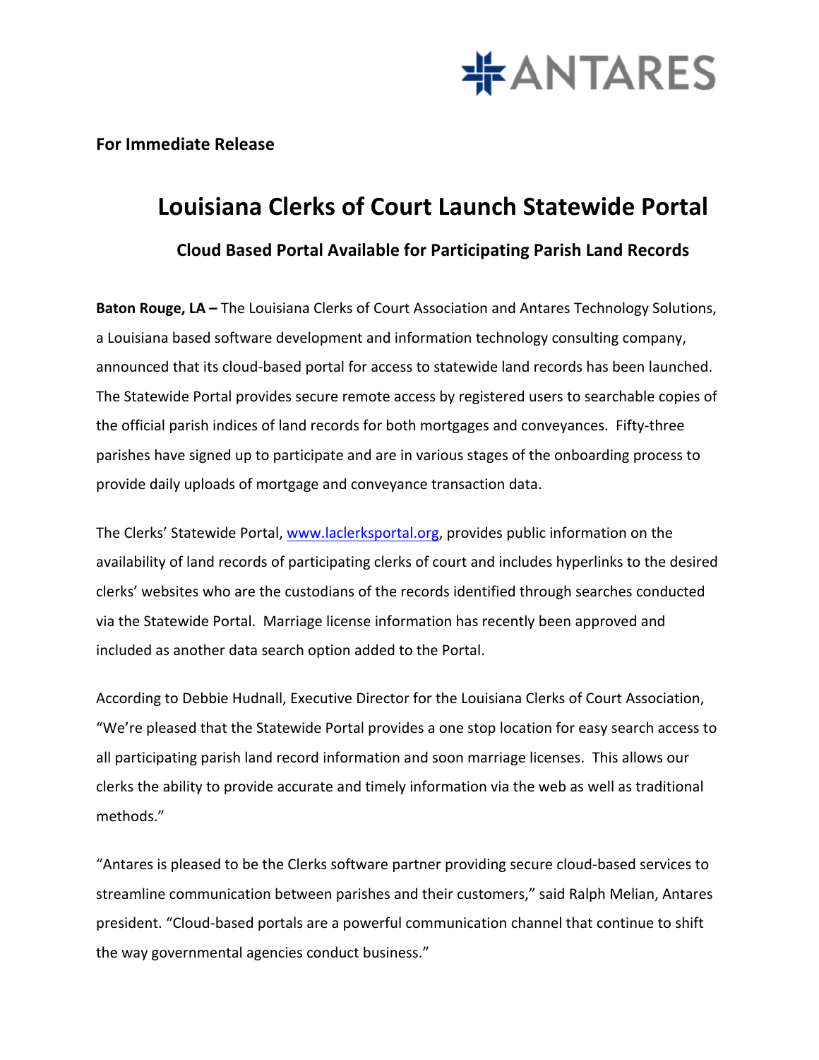ANTARES

**For Immediate Release**

# Louisiana Clerks of Court Launch Statewide Portal

## Cloud Based Portal Available for Participating Parish Land Records

**Baton Rouge, LA –** The Louisiana Clerks of Court Association and Antares Technology Solutions, a Louisiana based software development and information technology consulting company, announced that its cloud-based portal for access to statewide land records has been launched. The Statewide Portal provides secure remote access by registered users to searchable copies of the official parish indices of land records for both mortgages and conveyances. Fifty-three parishes have signed up to participate and are in various stages of the onboarding process to provide daily uploads of mortgage and conveyance transaction data.

The Clerks' Statewide Portal, [www.laclerksportal.org](http://www.laclerksportal.org), provides public information on the availability of land records of participating clerks of court and includes hyperlinks to the desired clerks' websites who are the custodians of the records identified through searches conducted via the Statewide Portal. Marriage license information has recently been approved and included as another data search option added to the Portal.

According to Debbie Hudnall, Executive Director for the Louisiana Clerks of Court Association, "We're pleased that the Statewide Portal provides a one stop location for easy search access to all participating parish land record information and soon marriage licenses. This allows our clerks the ability to provide accurate and timely information via the web as well as traditional methods."

"Antares is pleased to be the Clerks software partner providing secure cloud-based services to streamline communication between parishes and their customers," said Ralph Melian, Antares president. "Cloud-based portals are a powerful communication channel that continue to shift the way governmental agencies conduct business."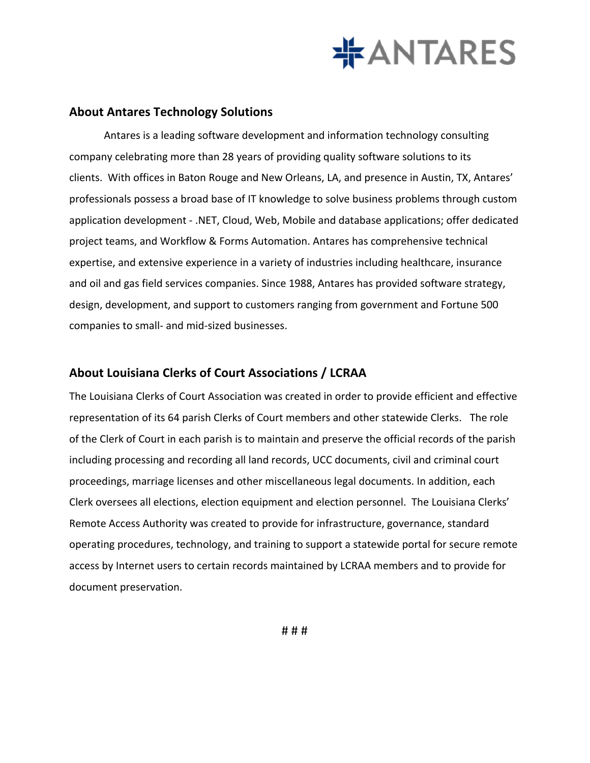ANTARES

## About Antares Technology Solutions

Antares is a leading software development and information technology consulting company celebrating more than 28 years of providing quality software solutions to its clients. With offices in Baton Rouge and New Orleans, LA, and presence in Austin, TX, Antares' professionals possess a broad base of IT knowledge to solve business problems through custom application development - .NET, Cloud, Web, Mobile and database applications; offer dedicated project teams, and Workflow & Forms Automation. Antares has comprehensive technical expertise, and extensive experience in a variety of industries including healthcare, insurance and oil and gas field services companies. Since 1988, Antares has provided software strategy, design, development, and support to customers ranging from government and Fortune 500 companies to small- and mid-sized businesses.

## About Louisiana Clerks of Court Associations / LCRAA

The Louisiana Clerks of Court Association was created in order to provide efficient and effective representation of its 64 parish Clerks of Court members and other statewide Clerks. The role of the Clerk of Court in each parish is to maintain and preserve the official records of the parish including processing and recording all land records, UCC documents, civil and criminal court proceedings, marriage licenses and other miscellaneous legal documents. In addition, each Clerk oversees all elections, election equipment and election personnel. The Louisiana Clerks' Remote Access Authority was created to provide for infrastructure, governance, standard operating procedures, technology, and training to support a statewide portal for secure remote access by Internet users to certain records maintained by LCRAA members and to provide for document preservation.

# # #